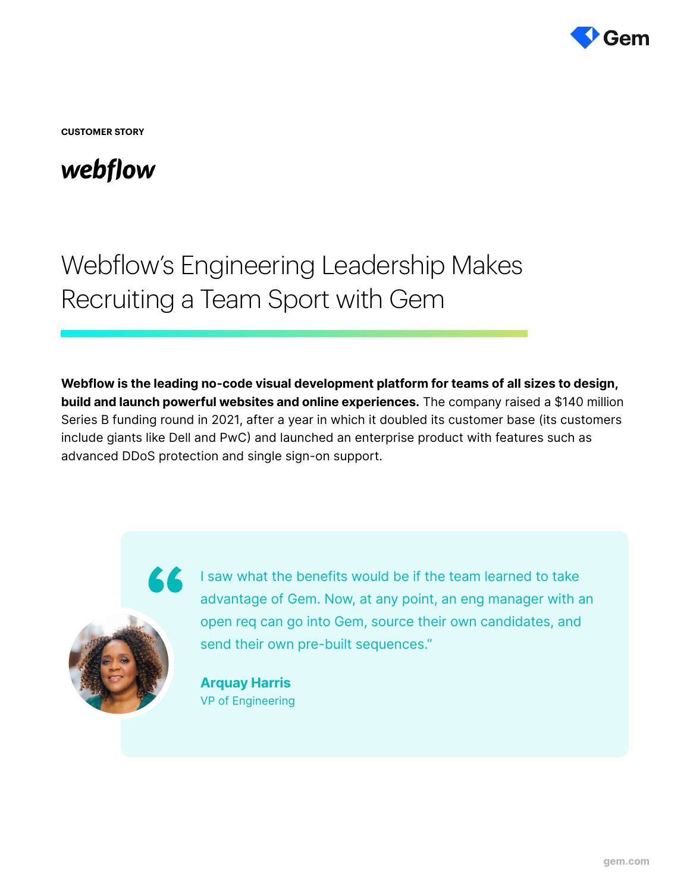CUSTOMER STORY

webflow

# Webflow's Engineering Leadership Makes Recruiting a Team Sport with Gem

**Webflow is the leading no-code visual development platform for teams of all sizes to design, build and launch powerful websites and online experiences.** The company raised a $140 million Series B funding round in 2021, after a year in which it doubled its customer base (its customers include giants like Dell and PwC) and launched an enterprise product with features such as advanced DDoS protection and single sign-on support.

> "I saw what the benefits would be if the team learned to take advantage of Gem. Now, at any point, an eng manager with an open req can go into Gem, source their own candidates, and send their own pre-built sequences."
>
> **Arquay Harris**
> VP of Engineering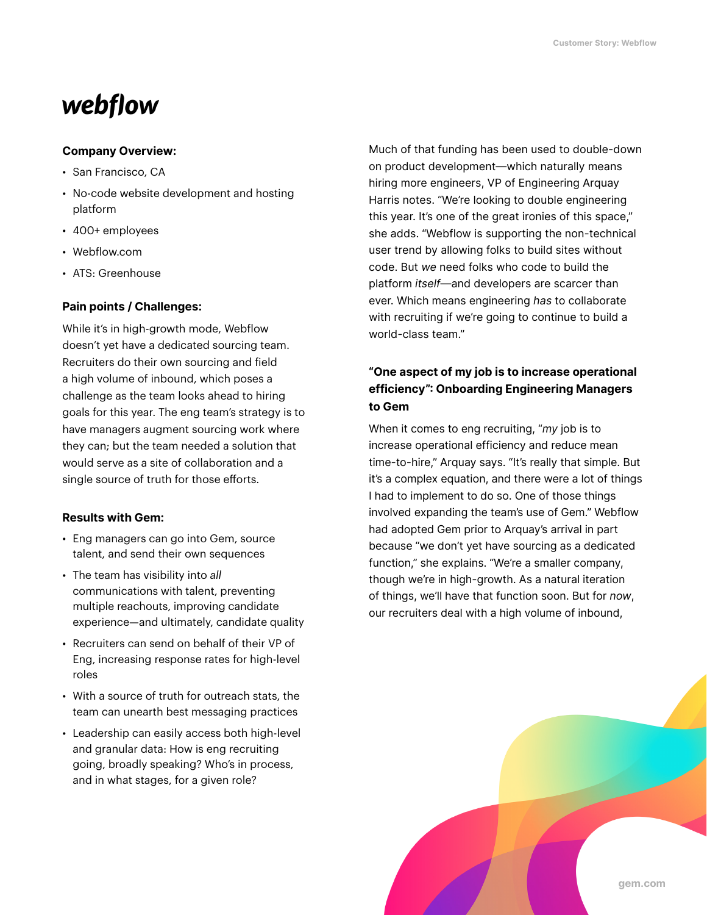# webflow

**Company Overview:**

- San Francisco, CA
- No-code website development and hosting platform
- 400+ employees
- Webflow.com
- ATS: Greenhouse

**Pain points / Challenges:**

While it's in high-growth mode, Webflow doesn't yet have a dedicated sourcing team. Recruiters do their own sourcing and field a high volume of inbound, which poses a challenge as the team looks ahead to hiring goals for this year. The eng team's strategy is to have managers augment sourcing work where they can; but the team needed a solution that would serve as a site of collaboration and a single source of truth for those efforts.

**Results with Gem:**

- Eng managers can go into Gem, source talent, and send their own sequences
- The team has visibility into *all* communications with talent, preventing multiple reachouts, improving candidate experience—and ultimately, candidate quality
- Recruiters can send on behalf of their VP of Eng, increasing response rates for high-level roles
- With a source of truth for outreach stats, the team can unearth best messaging practices
- Leadership can easily access both high-level and granular data: How is eng recruiting going, broadly speaking? Who's in process, and in what stages, for a given role?

Much of that funding has been used to double-down on product development—which naturally means hiring more engineers, VP of Engineering Arquay Harris notes. "We're looking to double engineering this year. It's one of the great ironies of this space," she adds. "Webflow is supporting the non-technical user trend by allowing folks to build sites without code. But *we* need folks who code to build the platform *itself*—and developers are scarcer than ever. Which means engineering *has* to collaborate with recruiting if we're going to continue to build a world-class team."

### "One aspect of my job is to increase operational efficiency": Onboarding Engineering Managers to Gem

When it comes to eng recruiting, "*my* job is to increase operational efficiency and reduce mean time-to-hire," Arquay says. "It's really that simple. But it's a complex equation, and there were a lot of things I had to implement to do so. One of those things involved expanding the team's use of Gem." Webflow had adopted Gem prior to Arquay's arrival in part because "we don't yet have sourcing as a dedicated function," she explains. "We're a smaller company, though we're in high-growth. As a natural iteration of things, we'll have that function soon. But for *now*, our recruiters deal with a high volume of inbound,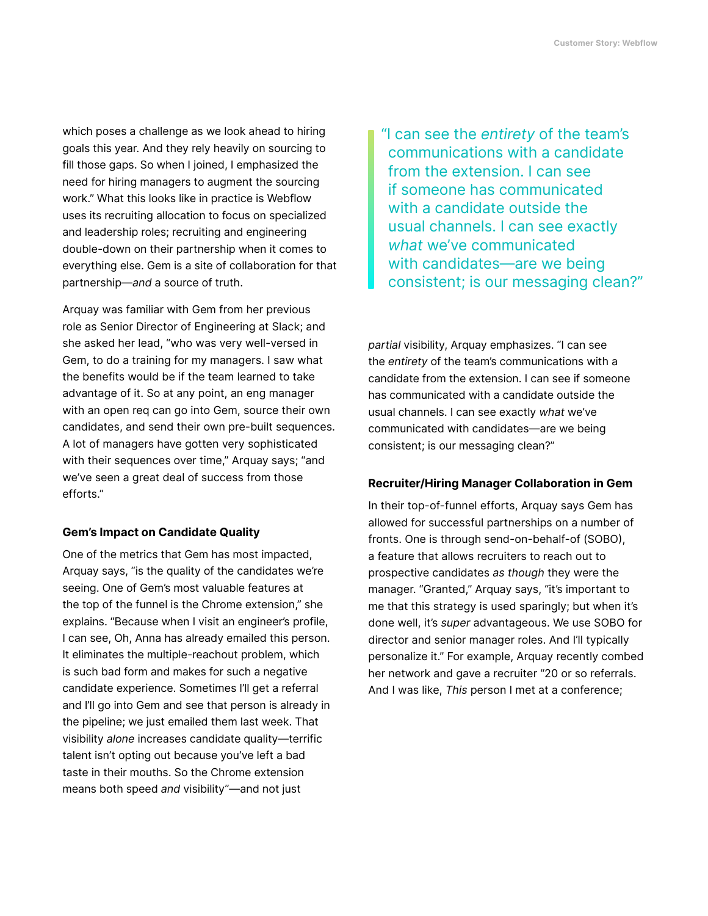which poses a challenge as we look ahead to hiring goals this year. And they rely heavily on sourcing to fill those gaps. So when I joined, I emphasized the need for hiring managers to augment the sourcing work." What this looks like in practice is Webflow uses its recruiting allocation to focus on specialized and leadership roles; recruiting and engineering double-down on their partnership when it comes to everything else. Gem is a site of collaboration for that partnership—*and* a source of truth.

Arquay was familiar with Gem from her previous role as Senior Director of Engineering at Slack; and she asked her lead, "who was very well-versed in Gem, to do a training for my managers. I saw what the benefits would be if the team learned to take advantage of it. So at any point, an eng manager with an open req can go into Gem, source their own candidates, and send their own pre-built sequences. A lot of managers have gotten very sophisticated with their sequences over time," Arquay says; "and we've seen a great deal of success from those efforts."

### Gem's Impact on Candidate Quality

One of the metrics that Gem has most impacted, Arquay says, "is the quality of the candidates we're seeing. One of Gem's most valuable features at the top of the funnel is the Chrome extension," she explains. "Because when I visit an engineer's profile, I can see, Oh, Anna has already emailed this person. It eliminates the multiple-reachout problem, which is such bad form and makes for such a negative candidate experience. Sometimes I'll get a referral and I'll go into Gem and see that person is already in the pipeline; we just emailed them last week. That visibility *alone* increases candidate quality—terrific talent isn't opting out because you've left a bad taste in their mouths. So the Chrome extension means both speed *and* visibility"—and not just *partial* visibility, Arquay emphasizes. "I can see the *entirety* of the team's communications with a candidate from the extension. I can see if someone has communicated with a candidate outside the usual channels. I can see exactly *what* we've communicated with candidates—are we being consistent; is our messaging clean?"

> "I can see the *entirety* of the team's communications with a candidate from the extension. I can see if someone has communicated with a candidate outside the usual channels. I can see exactly *what* we've communicated with candidates—are we being consistent; is our messaging clean?"

### Recruiter/Hiring Manager Collaboration in Gem

In their top-of-funnel efforts, Arquay says Gem has allowed for successful partnerships on a number of fronts. One is through send-on-behalf-of (SOBO), a feature that allows recruiters to reach out to prospective candidates *as though* they were the manager. "Granted," Arquay says, "it's important to me that this strategy is used sparingly; but when it's done well, it's *super* advantageous. We use SOBO for director and senior manager roles. And I'll typically personalize it." For example, Arquay recently combed her network and gave a recruiter "20 or so referrals. And I was like, *This* person I met at a conference;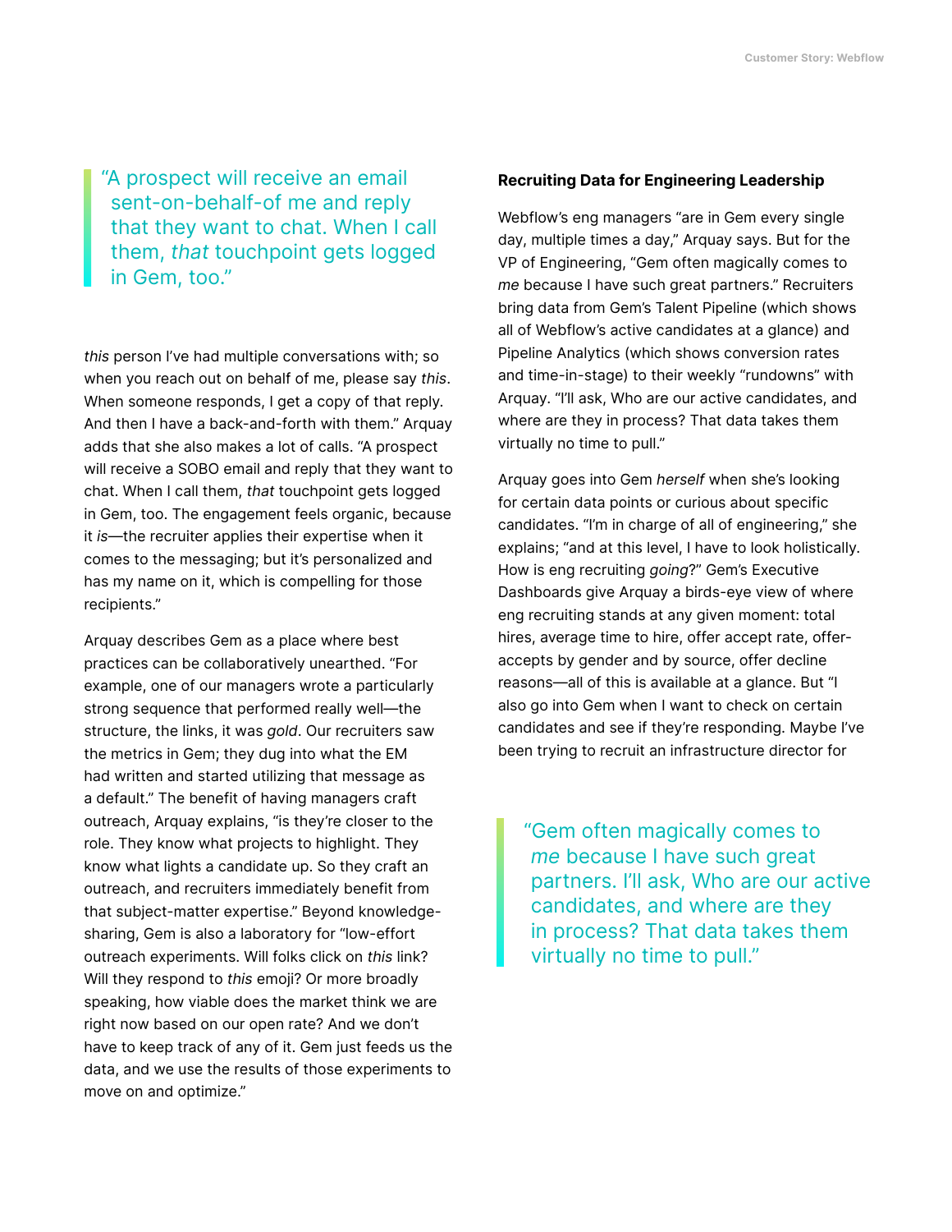> "A prospect will receive an email sent-on-behalf-of me and reply that they want to chat. When I call them, *that* touchpoint gets logged in Gem, too."

*this* person I've had multiple conversations with; so when you reach out on behalf of me, please say *this*. When someone responds, I get a copy of that reply. And then I have a back-and-forth with them." Arquay adds that she also makes a lot of calls. "A prospect will receive a SOBO email and reply that they want to chat. When I call them, *that* touchpoint gets logged in Gem, too. The engagement feels organic, because it *is*—the recruiter applies their expertise when it comes to the messaging; but it's personalized and has my name on it, which is compelling for those recipients."

Arquay describes Gem as a place where best practices can be collaboratively unearthed. "For example, one of our managers wrote a particularly strong sequence that performed really well—the structure, the links, it was *gold*. Our recruiters saw the metrics in Gem; they dug into what the EM had written and started utilizing that message as a default." The benefit of having managers craft outreach, Arquay explains, "is they're closer to the role. They know what projects to highlight. They know what lights a candidate up. So they craft an outreach, and recruiters immediately benefit from that subject-matter expertise." Beyond knowledge-sharing, Gem is also a laboratory for "low-effort outreach experiments. Will folks click on *this* link? Will they respond to *this* emoji? Or more broadly speaking, how viable does the market think we are right now based on our open rate? And we don't have to keep track of any of it. Gem just feeds us the data, and we use the results of those experiments to move on and optimize."

### Recruiting Data for Engineering Leadership

Webflow's eng managers "are in Gem every single day, multiple times a day," Arquay says. But for the VP of Engineering, "Gem often magically comes to *me* because I have such great partners." Recruiters bring data from Gem's Talent Pipeline (which shows all of Webflow's active candidates at a glance) and Pipeline Analytics (which shows conversion rates and time-in-stage) to their weekly "rundowns" with Arquay. "I'll ask, Who are our active candidates, and where are they in process? That data takes them virtually no time to pull."

Arquay goes into Gem *herself* when she's looking for certain data points or curious about specific candidates. "I'm in charge of all of engineering," she explains; "and at this level, I have to look holistically. How is eng recruiting *going*?" Gem's Executive Dashboards give Arquay a birds-eye view of where eng recruiting stands at any given moment: total hires, average time to hire, offer accept rate, offer-accepts by gender and by source, offer decline reasons—all of this is available at a glance. But "I also go into Gem when I want to check on certain candidates and see if they're responding. Maybe I've been trying to recruit an infrastructure director for

> "Gem often magically comes to *me* because I have such great partners. I'll ask, Who are our active candidates, and where are they in process? That data takes them virtually no time to pull."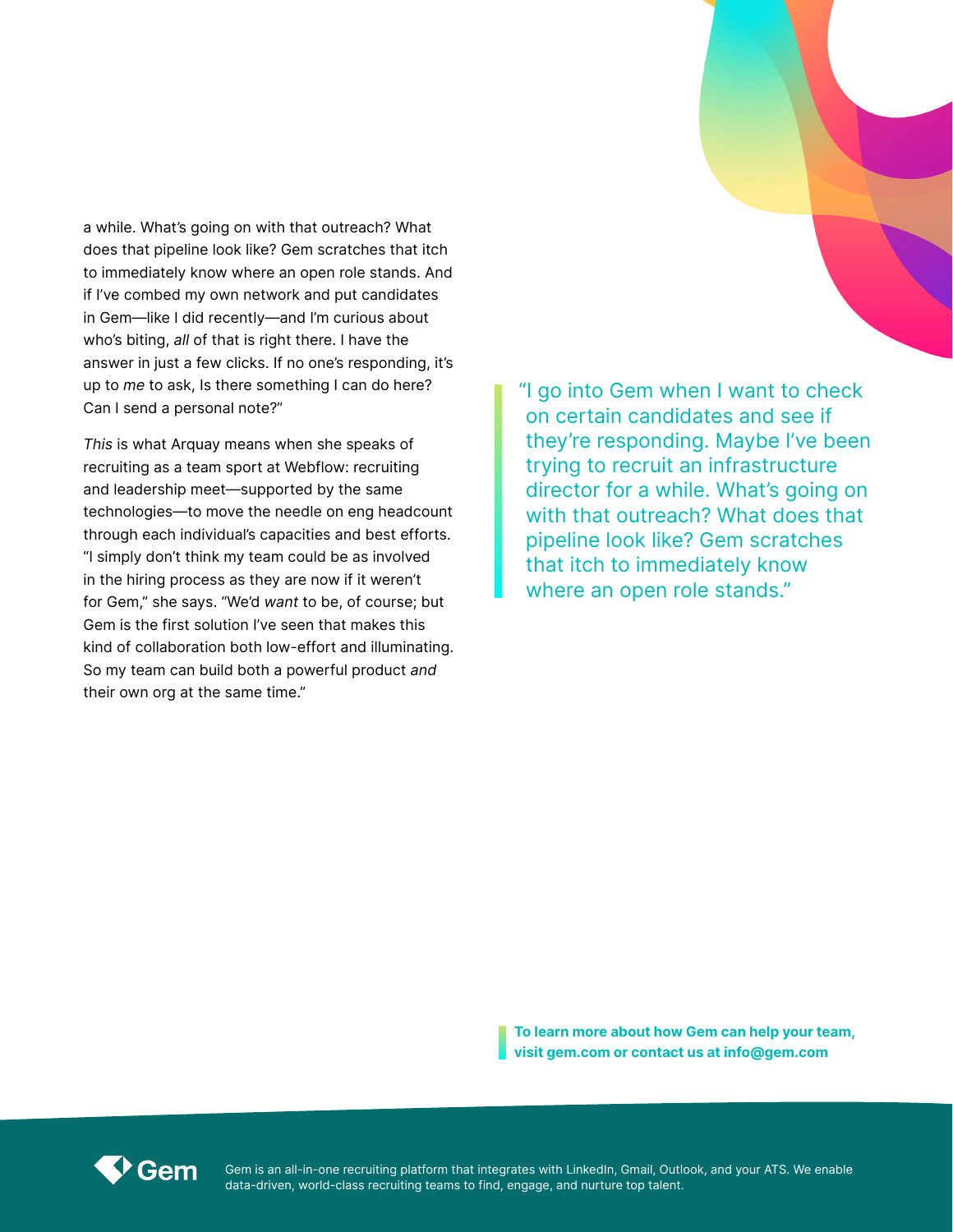a while. What's going on with that outreach? What does that pipeline look like? Gem scratches that itch to immediately know where an open role stands. And if I've combed my own network and put candidates in Gem—like I did recently—and I'm curious about who's biting, *all* of that is right there. I have the answer in just a few clicks. If no one's responding, it's up to *me* to ask, Is there something I can do here? Can I send a personal note?"

*This* is what Arquay means when she speaks of recruiting as a team sport at Webflow: recruiting and leadership meet—supported by the same technologies—to move the needle on eng headcount through each individual's capacities and best efforts. "I simply don't think my team could be as involved in the hiring process as they are now if it weren't for Gem," she says. "We'd *want* to be, of course; but Gem is the first solution I've seen that makes this kind of collaboration both low-effort and illuminating. So my team can build both a powerful product *and* their own org at the same time."

> "I go into Gem when I want to check on certain candidates and see if they're responding. Maybe I've been trying to recruit an infrastructure director for a while. What's going on with that outreach? What does that pipeline look like? Gem scratches that itch to immediately know where an open role stands."

**To learn more about how Gem can help your team, visit gem.com or contact us at info@gem.com**

Gem

Gem is an all-in-one recruiting platform that integrates with LinkedIn, Gmail, Outlook, and your ATS. We enable data-driven, world-class recruiting teams to find, engage, and nurture top talent.